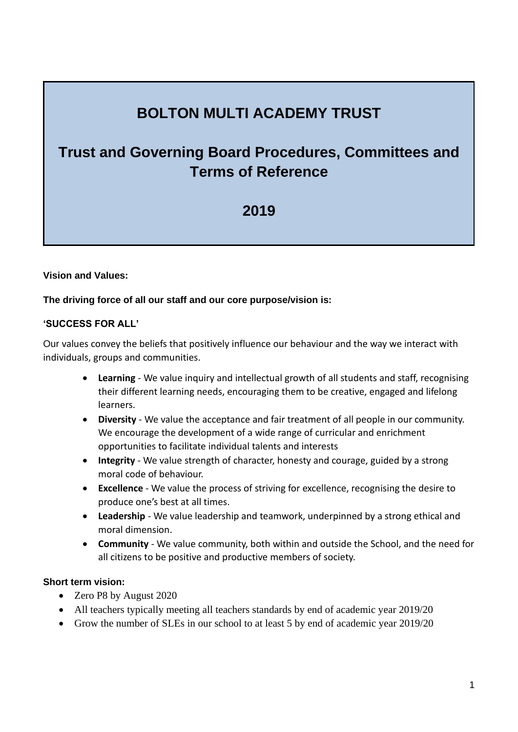# BOLTON MULTI ACADEMY TRUST

## Trust and Governing Board Procedures, Committees and Terms of Reference

## 2019

**Vision and Values:**

**The driving force of all our staff and our core purpose/vision is:**

**'SUCCESS FOR ALL'**

Our values convey the beliefs that positively influence our behaviour and the way we interact with individuals, groups and communities.

- **Learning** - We value inquiry and intellectual growth of all students and staff, recognising their different learning needs, encouraging them to be creative, engaged and lifelong learners.
- **Diversity** - We value the acceptance and fair treatment of all people in our community. We encourage the development of a wide range of curricular and enrichment opportunities to facilitate individual talents and interests
- **Integrity** - We value strength of character, honesty and courage, guided by a strong moral code of behaviour.
- **Excellence** - We value the process of striving for excellence, recognising the desire to produce one's best at all times.
- **Leadership** - We value leadership and teamwork, underpinned by a strong ethical and moral dimension.
- **Community** - We value community, both within and outside the School, and the need for all citizens to be positive and productive members of society.

**Short term vision:**

- Zero P8 by August 2020
- All teachers typically meeting all teachers standards by end of academic year 2019/20
- Grow the number of SLEs in our school to at least 5 by end of academic year 2019/20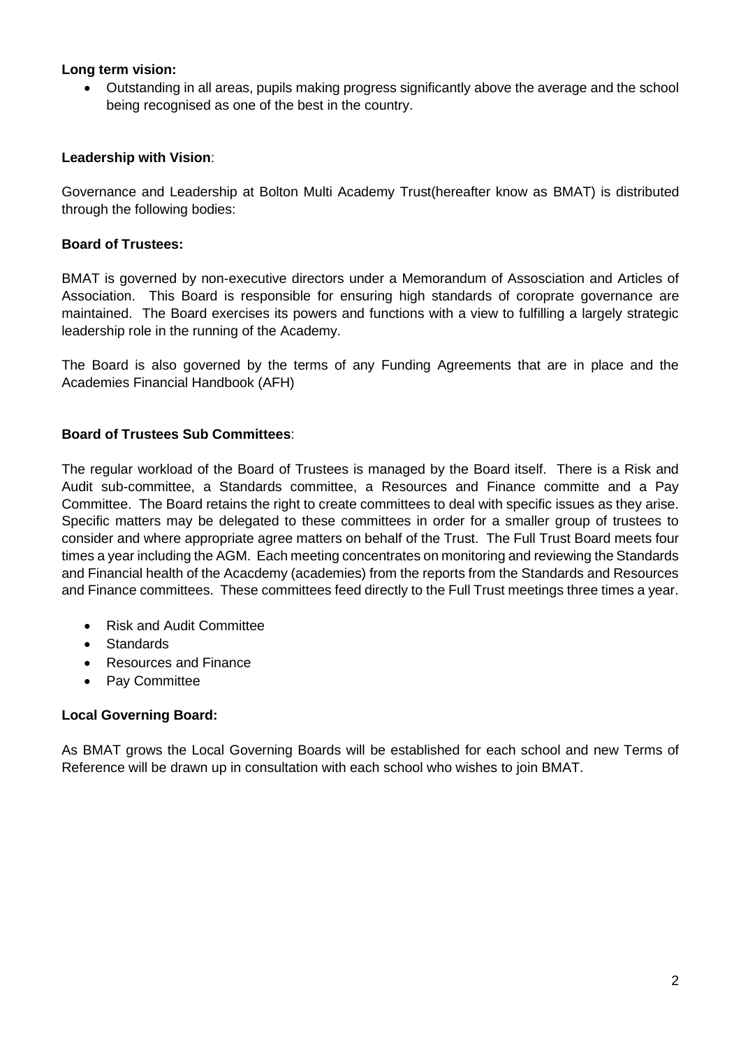**Long term vision:**

- Outstanding in all areas, pupils making progress significantly above the average and the school being recognised as one of the best in the country.

**Leadership with Vision**:

Governance and Leadership at Bolton Multi Academy Trust(hereafter know as BMAT) is distributed through the following bodies:

**Board of Trustees:**

BMAT is governed by non-executive directors under a Memorandum of Assosciation and Articles of Association. This Board is responsible for ensuring high standards of coroprate governance are maintained. The Board exercises its powers and functions with a view to fulfilling a largely strategic leadership role in the running of the Academy.

The Board is also governed by the terms of any Funding Agreements that are in place and the Academies Financial Handbook (AFH)

**Board of Trustees Sub Committees**:

The regular workload of the Board of Trustees is managed by the Board itself. There is a Risk and Audit sub-committee, a Standards committee, a Resources and Finance committe and a Pay Committee. The Board retains the right to create committees to deal with specific issues as they arise. Specific matters may be delegated to these committees in order for a smaller group of trustees to consider and where appropriate agree matters on behalf of the Trust. The Full Trust Board meets four times a year including the AGM. Each meeting concentrates on monitoring and reviewing the Standards and Financial health of the Acacdemy (academies) from the reports from the Standards and Resources and Finance committees. These committees feed directly to the Full Trust meetings three times a year.

- Risk and Audit Committee
- Standards
- Resources and Finance
- Pay Committee

**Local Governing Board:**

As BMAT grows the Local Governing Boards will be established for each school and new Terms of Reference will be drawn up in consultation with each school who wishes to join BMAT.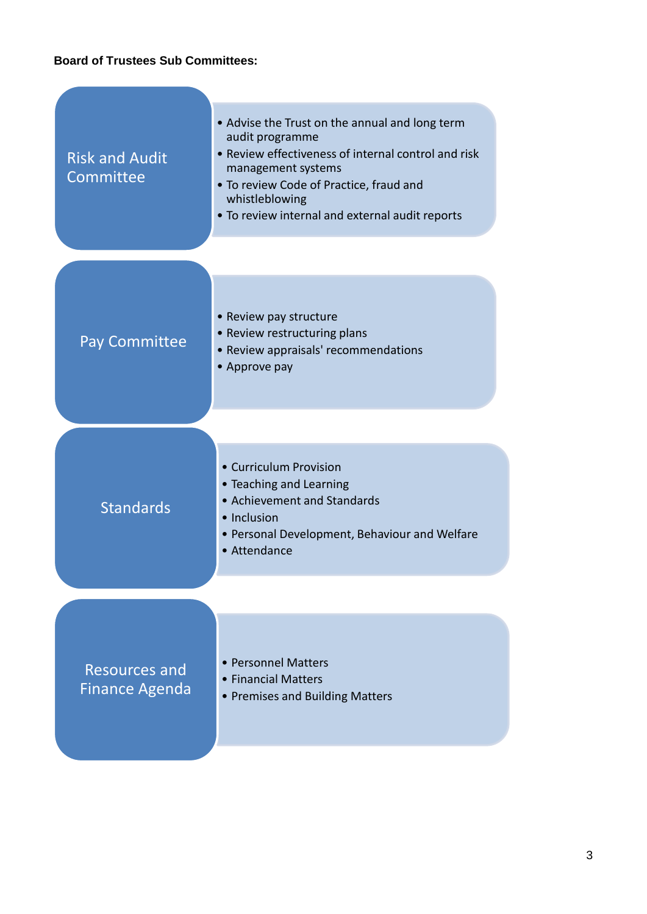**Board of Trustees Sub Committees:**

### Risk and Audit Committee

- Advise the Trust on the annual and long term audit programme
- Review effectiveness of internal control and risk management systems
- To review Code of Practice, fraud and whistleblowing
- To review internal and external audit reports

### Pay Committee

- Review pay structure
- Review restructuring plans
- Review appraisals' recommendations
- Approve pay

### Standards

- Curriculum Provision
- Teaching and Learning
- Achievement and Standards
- Inclusion
- Personal Development, Behaviour and Welfare
- Attendance

### Resources and Finance Agenda

- Personnel Matters
- Financial Matters
- Premises and Building Matters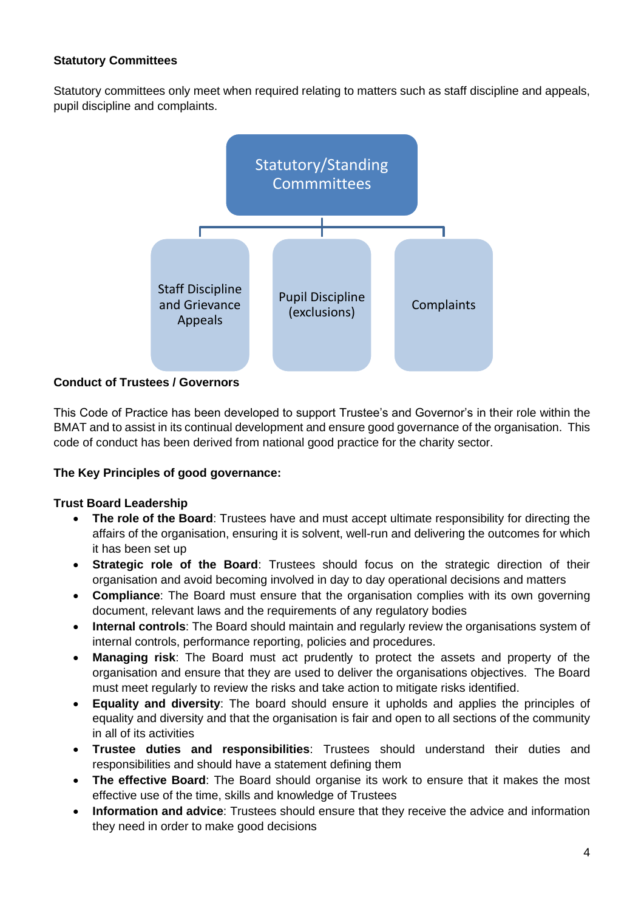**Statutory Committees**

Statutory committees only meet when required relating to matters such as staff discipline and appeals, pupil discipline and complaints.

Statutory/Standing Commmittees

- Staff Discipline and Grievance Appeals
- Pupil Discipline (exclusions)
- Complaints

**Conduct of Trustees / Governors**

This Code of Practice has been developed to support Trustee's and Governor's in their role within the BMAT and to assist in its continual development and ensure good governance of the organisation. This code of conduct has been derived from national good practice for the charity sector.

**The Key Principles of good governance:**

**Trust Board Leadership**

- **The role of the Board**: Trustees have and must accept ultimate responsibility for directing the affairs of the organisation, ensuring it is solvent, well-run and delivering the outcomes for which it has been set up
- **Strategic role of the Board**: Trustees should focus on the strategic direction of their organisation and avoid becoming involved in day to day operational decisions and matters
- **Compliance**: The Board must ensure that the organisation complies with its own governing document, relevant laws and the requirements of any regulatory bodies
- **Internal controls**: The Board should maintain and regularly review the organisations system of internal controls, performance reporting, policies and procedures.
- **Managing risk**: The Board must act prudently to protect the assets and property of the organisation and ensure that they are used to deliver the organisations objectives. The Board must meet regularly to review the risks and take action to mitigate risks identified.
- **Equality and diversity**: The board should ensure it upholds and applies the principles of equality and diversity and that the organisation is fair and open to all sections of the community in all of its activities
- **Trustee duties and responsibilities**: Trustees should understand their duties and responsibilities and should have a statement defining them
- **The effective Board**: The Board should organise its work to ensure that it makes the most effective use of the time, skills and knowledge of Trustees
- **Information and advice**: Trustees should ensure that they receive the advice and information they need in order to make good decisions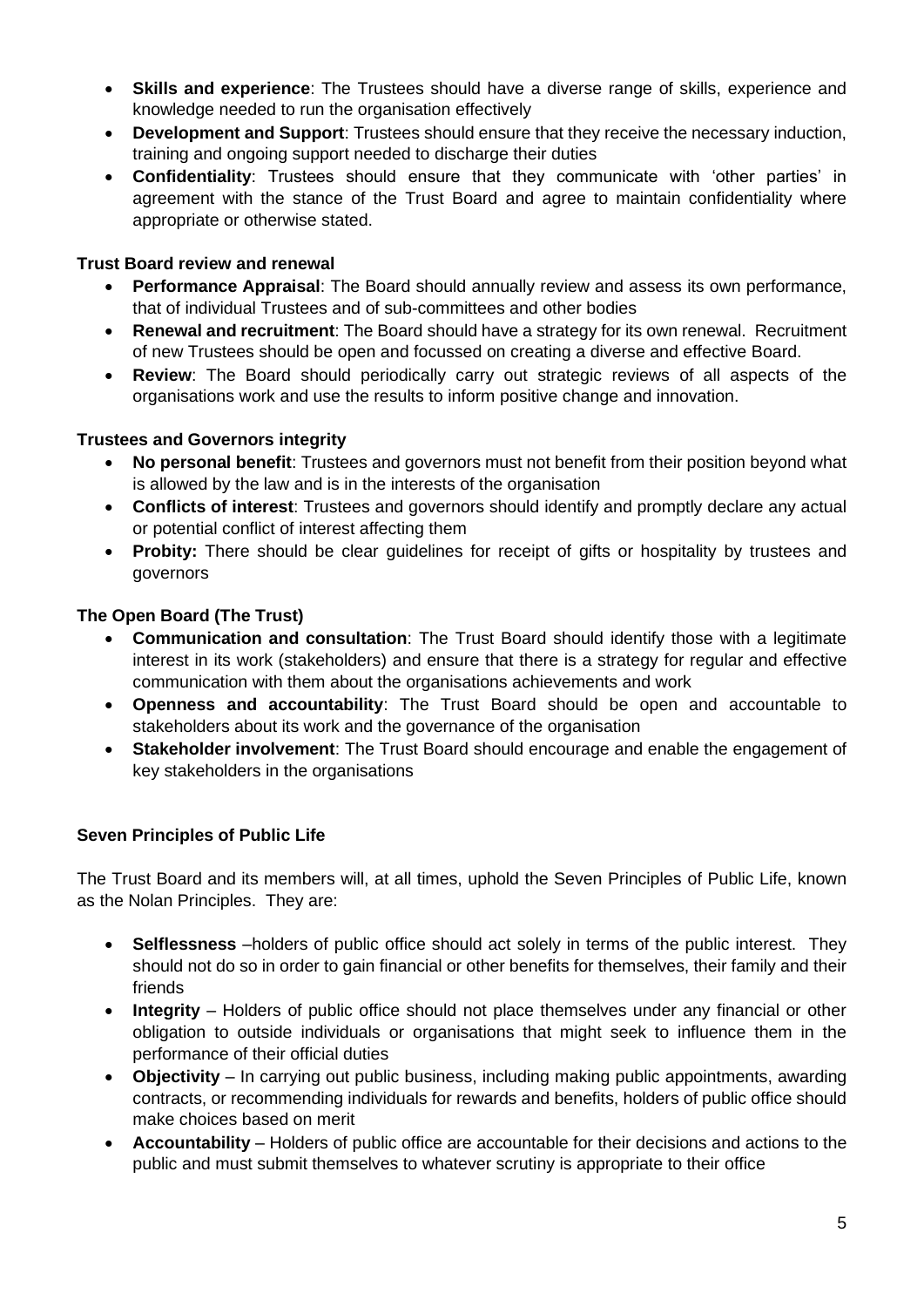- **Skills and experience**: The Trustees should have a diverse range of skills, experience and knowledge needed to run the organisation effectively
- **Development and Support**: Trustees should ensure that they receive the necessary induction, training and ongoing support needed to discharge their duties
- **Confidentiality**: Trustees should ensure that they communicate with 'other parties' in agreement with the stance of the Trust Board and agree to maintain confidentiality where appropriate or otherwise stated.

**Trust Board review and renewal**

- **Performance Appraisal**: The Board should annually review and assess its own performance, that of individual Trustees and of sub-committees and other bodies
- **Renewal and recruitment**: The Board should have a strategy for its own renewal. Recruitment of new Trustees should be open and focussed on creating a diverse and effective Board.
- **Review**: The Board should periodically carry out strategic reviews of all aspects of the organisations work and use the results to inform positive change and innovation.

**Trustees and Governors integrity**

- **No personal benefit**: Trustees and governors must not benefit from their position beyond what is allowed by the law and is in the interests of the organisation
- **Conflicts of interest**: Trustees and governors should identify and promptly declare any actual or potential conflict of interest affecting them
- **Probity:** There should be clear guidelines for receipt of gifts or hospitality by trustees and governors

**The Open Board (The Trust)**

- **Communication and consultation**: The Trust Board should identify those with a legitimate interest in its work (stakeholders) and ensure that there is a strategy for regular and effective communication with them about the organisations achievements and work
- **Openness and accountability**: The Trust Board should be open and accountable to stakeholders about its work and the governance of the organisation
- **Stakeholder involvement**: The Trust Board should encourage and enable the engagement of key stakeholders in the organisations

**Seven Principles of Public Life**

The Trust Board and its members will, at all times, uphold the Seven Principles of Public Life, known as the Nolan Principles. They are:

- **Selflessness** –holders of public office should act solely in terms of the public interest. They should not do so in order to gain financial or other benefits for themselves, their family and their friends
- **Integrity** – Holders of public office should not place themselves under any financial or other obligation to outside individuals or organisations that might seek to influence them in the performance of their official duties
- **Objectivity** – In carrying out public business, including making public appointments, awarding contracts, or recommending individuals for rewards and benefits, holders of public office should make choices based on merit
- **Accountability** – Holders of public office are accountable for their decisions and actions to the public and must submit themselves to whatever scrutiny is appropriate to their office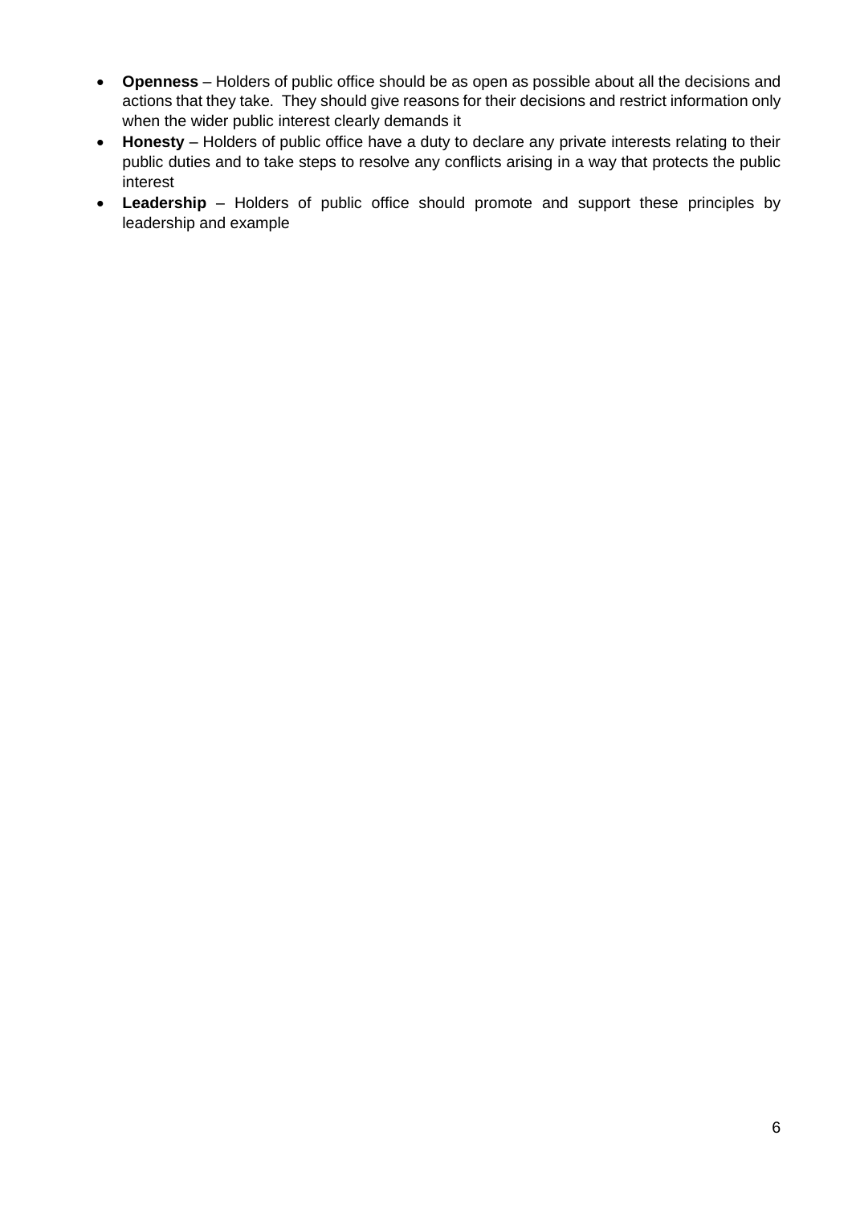- **Openness** – Holders of public office should be as open as possible about all the decisions and actions that they take. They should give reasons for their decisions and restrict information only when the wider public interest clearly demands it
- **Honesty** – Holders of public office have a duty to declare any private interests relating to their public duties and to take steps to resolve any conflicts arising in a way that protects the public interest
- **Leadership** – Holders of public office should promote and support these principles by leadership and example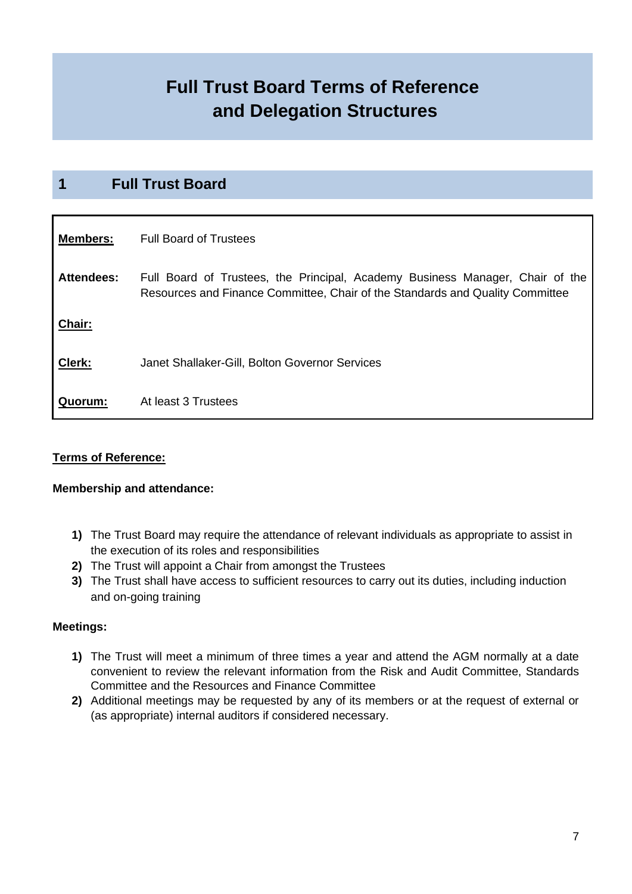# Full Trust Board Terms of Reference and Delegation Structures

## 1 Full Trust Board

| | |
|---|---|
| **Members:** | Full Board of Trustees |
| **Attendees:** | Full Board of Trustees, the Principal, Academy Business Manager, Chair of the Resources and Finance Committee, Chair of the Standards and Quality Committee |
| **Chair:** | |
| **Clerk:** | Janet Shallaker-Gill, Bolton Governor Services |
| **Quorum:** | At least 3 Trustees |

**Terms of Reference:**

**Membership and attendance:**

1) The Trust Board may require the attendance of relevant individuals as appropriate to assist in the execution of its roles and responsibilities
2) The Trust will appoint a Chair from amongst the Trustees
3) The Trust shall have access to sufficient resources to carry out its duties, including induction and on-going training

**Meetings:**

1) The Trust will meet a minimum of three times a year and attend the AGM normally at a date convenient to review the relevant information from the Risk and Audit Committee, Standards Committee and the Resources and Finance Committee
2) Additional meetings may be requested by any of its members or at the request of external or (as appropriate) internal auditors if considered necessary.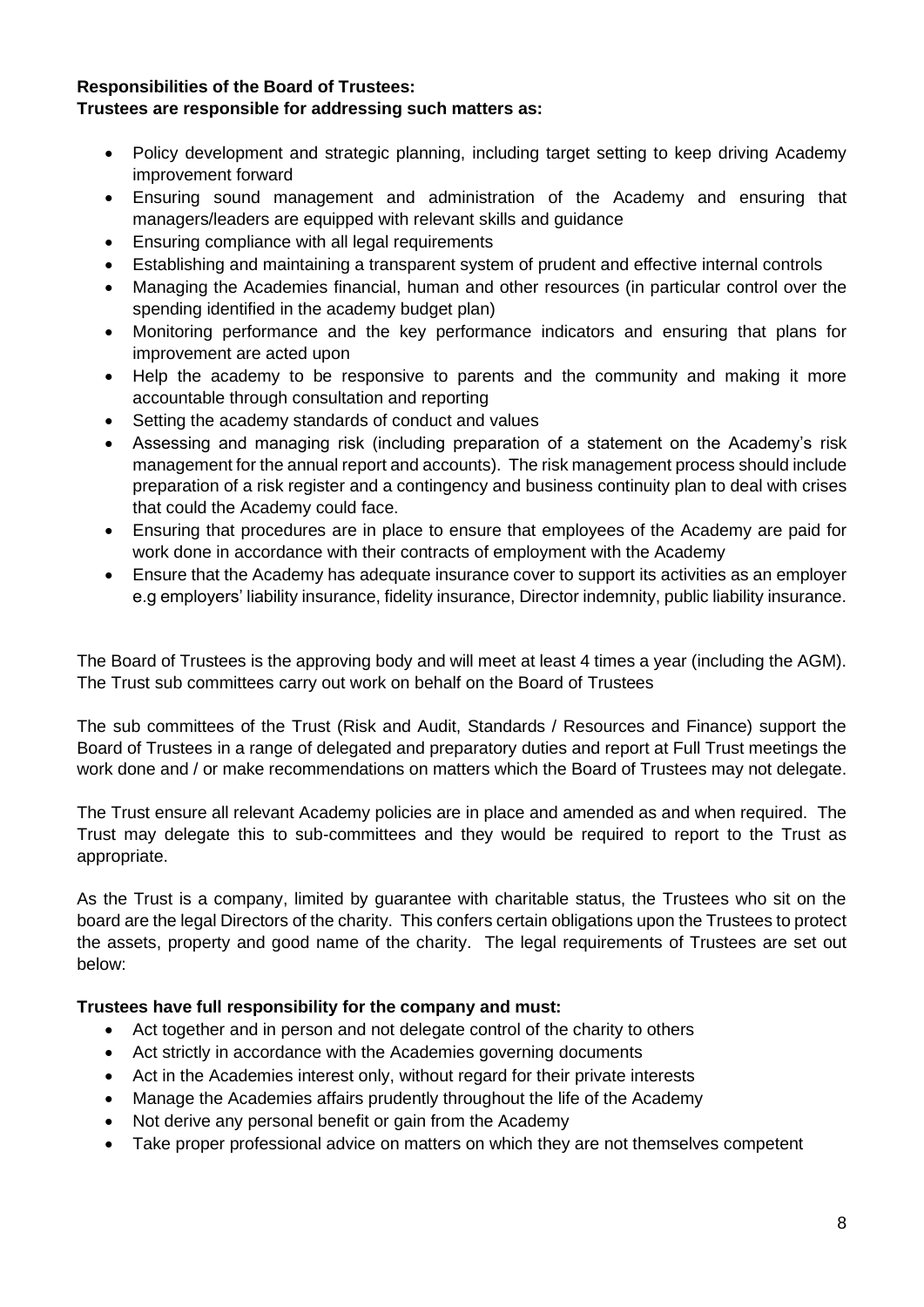**Responsibilities of the Board of Trustees:**
**Trustees are responsible for addressing such matters as:**

- Policy development and strategic planning, including target setting to keep driving Academy improvement forward
- Ensuring sound management and administration of the Academy and ensuring that managers/leaders are equipped with relevant skills and guidance
- Ensuring compliance with all legal requirements
- Establishing and maintaining a transparent system of prudent and effective internal controls
- Managing the Academies financial, human and other resources (in particular control over the spending identified in the academy budget plan)
- Monitoring performance and the key performance indicators and ensuring that plans for improvement are acted upon
- Help the academy to be responsive to parents and the community and making it more accountable through consultation and reporting
- Setting the academy standards of conduct and values
- Assessing and managing risk (including preparation of a statement on the Academy's risk management for the annual report and accounts). The risk management process should include preparation of a risk register and a contingency and business continuity plan to deal with crises that could the Academy could face.
- Ensuring that procedures are in place to ensure that employees of the Academy are paid for work done in accordance with their contracts of employment with the Academy
- Ensure that the Academy has adequate insurance cover to support its activities as an employer e.g employers' liability insurance, fidelity insurance, Director indemnity, public liability insurance.

The Board of Trustees is the approving body and will meet at least 4 times a year (including the AGM). The Trust sub committees carry out work on behalf on the Board of Trustees

The sub committees of the Trust (Risk and Audit, Standards / Resources and Finance) support the Board of Trustees in a range of delegated and preparatory duties and report at Full Trust meetings the work done and / or make recommendations on matters which the Board of Trustees may not delegate.

The Trust ensure all relevant Academy policies are in place and amended as and when required. The Trust may delegate this to sub-committees and they would be required to report to the Trust as appropriate.

As the Trust is a company, limited by guarantee with charitable status, the Trustees who sit on the board are the legal Directors of the charity. This confers certain obligations upon the Trustees to protect the assets, property and good name of the charity. The legal requirements of Trustees are set out below:

**Trustees have full responsibility for the company and must:**

- Act together and in person and not delegate control of the charity to others
- Act strictly in accordance with the Academies governing documents
- Act in the Academies interest only, without regard for their private interests
- Manage the Academies affairs prudently throughout the life of the Academy
- Not derive any personal benefit or gain from the Academy
- Take proper professional advice on matters on which they are not themselves competent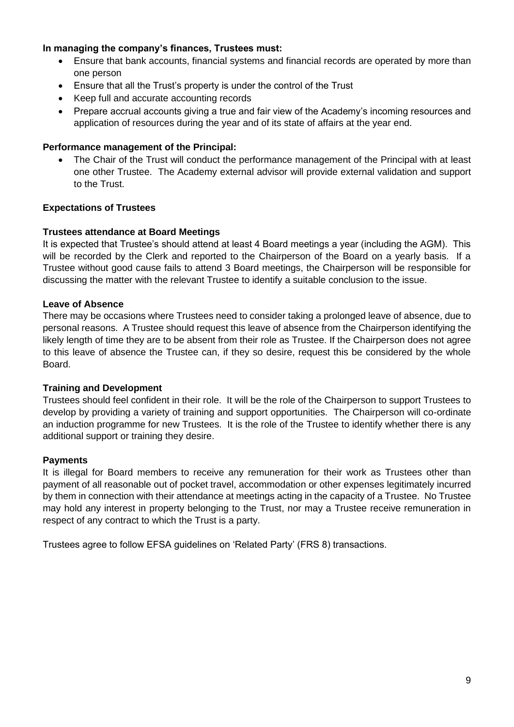**In managing the company's finances, Trustees must:**

- Ensure that bank accounts, financial systems and financial records are operated by more than one person
- Ensure that all the Trust's property is under the control of the Trust
- Keep full and accurate accounting records
- Prepare accrual accounts giving a true and fair view of the Academy's incoming resources and application of resources during the year and of its state of affairs at the year end.

**Performance management of the Principal:**

- The Chair of the Trust will conduct the performance management of the Principal with at least one other Trustee. The Academy external advisor will provide external validation and support to the Trust.

**Expectations of Trustees**

**Trustees attendance at Board Meetings**

It is expected that Trustee's should attend at least 4 Board meetings a year (including the AGM). This will be recorded by the Clerk and reported to the Chairperson of the Board on a yearly basis. If a Trustee without good cause fails to attend 3 Board meetings, the Chairperson will be responsible for discussing the matter with the relevant Trustee to identify a suitable conclusion to the issue.

**Leave of Absence**

There may be occasions where Trustees need to consider taking a prolonged leave of absence, due to personal reasons. A Trustee should request this leave of absence from the Chairperson identifying the likely length of time they are to be absent from their role as Trustee. If the Chairperson does not agree to this leave of absence the Trustee can, if they so desire, request this be considered by the whole Board.

**Training and Development**

Trustees should feel confident in their role. It will be the role of the Chairperson to support Trustees to develop by providing a variety of training and support opportunities. The Chairperson will co-ordinate an induction programme for new Trustees. It is the role of the Trustee to identify whether there is any additional support or training they desire.

**Payments**

It is illegal for Board members to receive any remuneration for their work as Trustees other than payment of all reasonable out of pocket travel, accommodation or other expenses legitimately incurred by them in connection with their attendance at meetings acting in the capacity of a Trustee. No Trustee may hold any interest in property belonging to the Trust, nor may a Trustee receive remuneration in respect of any contract to which the Trust is a party.

Trustees agree to follow EFSA guidelines on 'Related Party' (FRS 8) transactions.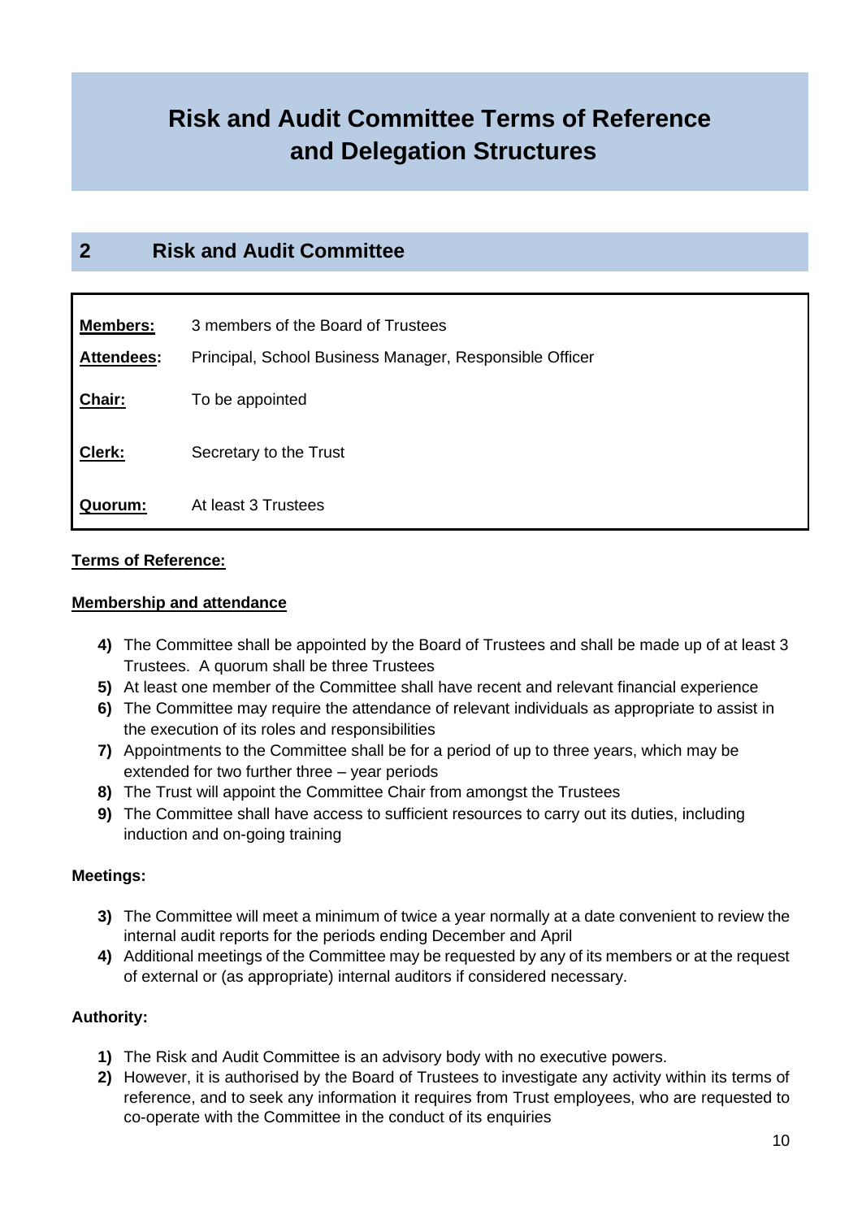# Risk and Audit Committee Terms of Reference and Delegation Structures

## 2 Risk and Audit Committee

| | |
|---|---|
| **Members:** | 3 members of the Board of Trustees |
| **Attendees:** | Principal, School Business Manager, Responsible Officer |
| **Chair:** | To be appointed |
| **Clerk:** | Secretary to the Trust |
| **Quorum:** | At least 3 Trustees |

**Terms of Reference:**

**Membership and attendance**

4) The Committee shall be appointed by the Board of Trustees and shall be made up of at least 3 Trustees. A quorum shall be three Trustees
5) At least one member of the Committee shall have recent and relevant financial experience
6) The Committee may require the attendance of relevant individuals as appropriate to assist in the execution of its roles and responsibilities
7) Appointments to the Committee shall be for a period of up to three years, which may be extended for two further three – year periods
8) The Trust will appoint the Committee Chair from amongst the Trustees
9) The Committee shall have access to sufficient resources to carry out its duties, including induction and on-going training

**Meetings:**

3) The Committee will meet a minimum of twice a year normally at a date convenient to review the internal audit reports for the periods ending December and April
4) Additional meetings of the Committee may be requested by any of its members or at the request of external or (as appropriate) internal auditors if considered necessary.

**Authority:**

1) The Risk and Audit Committee is an advisory body with no executive powers.
2) However, it is authorised by the Board of Trustees to investigate any activity within its terms of reference, and to seek any information it requires from Trust employees, who are requested to co-operate with the Committee in the conduct of its enquiries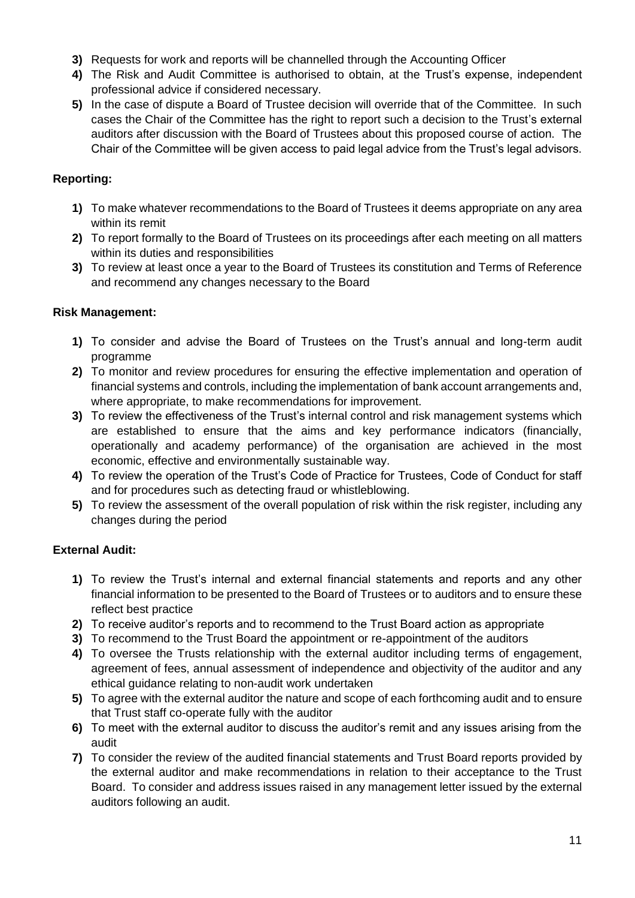3) Requests for work and reports will be channelled through the Accounting Officer
4) The Risk and Audit Committee is authorised to obtain, at the Trust's expense, independent professional advice if considered necessary.
5) In the case of dispute a Board of Trustee decision will override that of the Committee. In such cases the Chair of the Committee has the right to report such a decision to the Trust's external auditors after discussion with the Board of Trustees about this proposed course of action. The Chair of the Committee will be given access to paid legal advice from the Trust's legal advisors.

**Reporting:**

1) To make whatever recommendations to the Board of Trustees it deems appropriate on any area within its remit
2) To report formally to the Board of Trustees on its proceedings after each meeting on all matters within its duties and responsibilities
3) To review at least once a year to the Board of Trustees its constitution and Terms of Reference and recommend any changes necessary to the Board

**Risk Management:**

1) To consider and advise the Board of Trustees on the Trust's annual and long-term audit programme
2) To monitor and review procedures for ensuring the effective implementation and operation of financial systems and controls, including the implementation of bank account arrangements and, where appropriate, to make recommendations for improvement.
3) To review the effectiveness of the Trust's internal control and risk management systems which are established to ensure that the aims and key performance indicators (financially, operationally and academy performance) of the organisation are achieved in the most economic, effective and environmentally sustainable way.
4) To review the operation of the Trust's Code of Practice for Trustees, Code of Conduct for staff and for procedures such as detecting fraud or whistleblowing.
5) To review the assessment of the overall population of risk within the risk register, including any changes during the period

**External Audit:**

1) To review the Trust's internal and external financial statements and reports and any other financial information to be presented to the Board of Trustees or to auditors and to ensure these reflect best practice
2) To receive auditor's reports and to recommend to the Trust Board action as appropriate
3) To recommend to the Trust Board the appointment or re-appointment of the auditors
4) To oversee the Trusts relationship with the external auditor including terms of engagement, agreement of fees, annual assessment of independence and objectivity of the auditor and any ethical guidance relating to non-audit work undertaken
5) To agree with the external auditor the nature and scope of each forthcoming audit and to ensure that Trust staff co-operate fully with the auditor
6) To meet with the external auditor to discuss the auditor's remit and any issues arising from the audit
7) To consider the review of the audited financial statements and Trust Board reports provided by the external auditor and make recommendations in relation to their acceptance to the Trust Board. To consider and address issues raised in any management letter issued by the external auditors following an audit.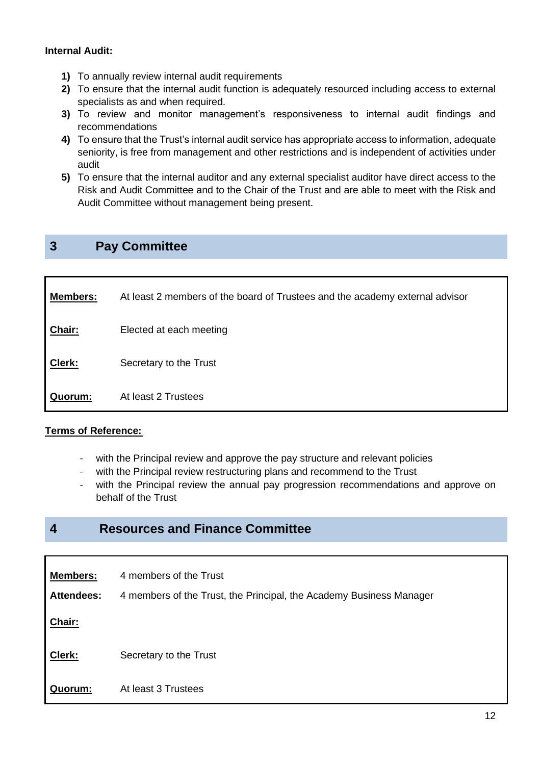**Internal Audit:**

1) To annually review internal audit requirements
2) To ensure that the internal audit function is adequately resourced including access to external specialists as and when required.
3) To review and monitor management's responsiveness to internal audit findings and recommendations
4) To ensure that the Trust's internal audit service has appropriate access to information, adequate seniority, is free from management and other restrictions and is independent of activities under audit
5) To ensure that the internal auditor and any external specialist auditor have direct access to the Risk and Audit Committee and to the Chair of the Trust and are able to meet with the Risk and Audit Committee without management being present.

## 3 Pay Committee

| | |
|---|---|
| **Members:** | At least 2 members of the board of Trustees and the academy external advisor |
| **Chair:** | Elected at each meeting |
| **Clerk:** | Secretary to the Trust |
| **Quorum:** | At least 2 Trustees |

**Terms of Reference:**

- with the Principal review and approve the pay structure and relevant policies
- with the Principal review restructuring plans and recommend to the Trust
- with the Principal review the annual pay progression recommendations and approve on behalf of the Trust

## 4 Resources and Finance Committee

| | |
|---|---|
| **Members:** | 4 members of the Trust |
| **Attendees:** | 4 members of the Trust, the Principal, the Academy Business Manager |
| **Chair:** | |
| **Clerk:** | Secretary to the Trust |
| **Quorum:** | At least 3 Trustees |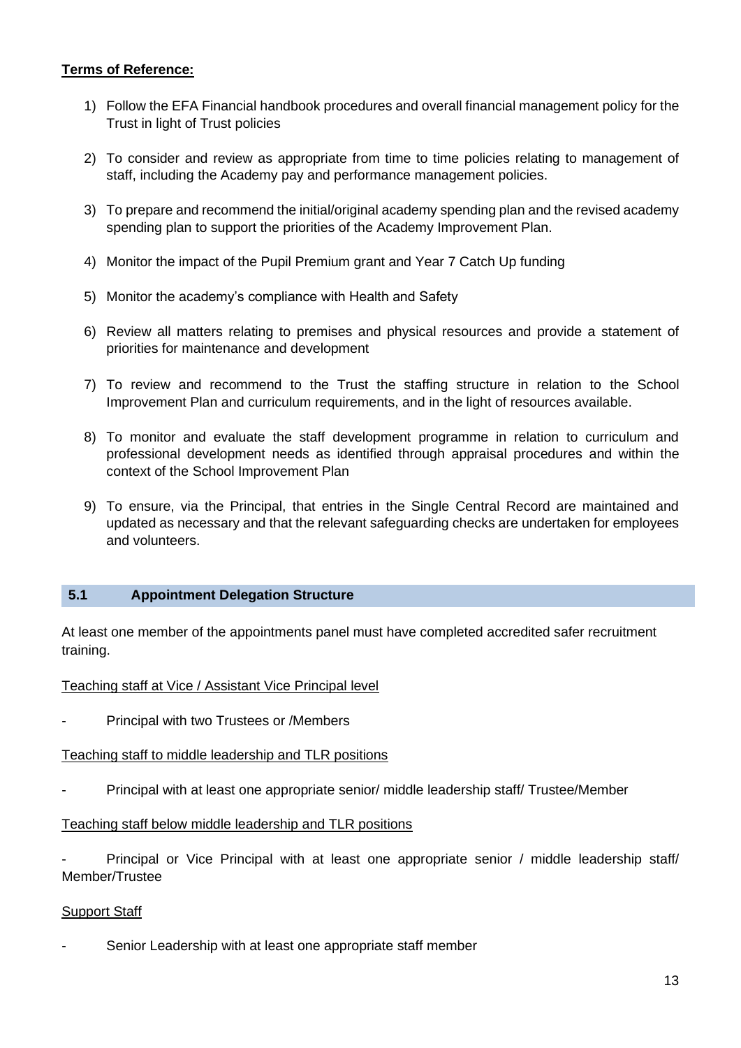**Terms of Reference:**

1) Follow the EFA Financial handbook procedures and overall financial management policy for the Trust in light of Trust policies

2) To consider and review as appropriate from time to time policies relating to management of staff, including the Academy pay and performance management policies.

3) To prepare and recommend the initial/original academy spending plan and the revised academy spending plan to support the priorities of the Academy Improvement Plan.

4) Monitor the impact of the Pupil Premium grant and Year 7 Catch Up funding

5) Monitor the academy's compliance with Health and Safety

6) Review all matters relating to premises and physical resources and provide a statement of priorities for maintenance and development

7) To review and recommend to the Trust the staffing structure in relation to the School Improvement Plan and curriculum requirements, and in the light of resources available.

8) To monitor and evaluate the staff development programme in relation to curriculum and professional development needs as identified through appraisal procedures and within the context of the School Improvement Plan

9) To ensure, via the Principal, that entries in the Single Central Record are maintained and updated as necessary and that the relevant safeguarding checks are undertaken for employees and volunteers.

## 5.1 Appointment Delegation Structure

At least one member of the appointments panel must have completed accredited safer recruitment training.

Teaching staff at Vice / Assistant Vice Principal level

- Principal with two Trustees or /Members

Teaching staff to middle leadership and TLR positions

- Principal with at least one appropriate senior/ middle leadership staff/ Trustee/Member

Teaching staff below middle leadership and TLR positions

- Principal or Vice Principal with at least one appropriate senior / middle leadership staff/ Member/Trustee

Support Staff

- Senior Leadership with at least one appropriate staff member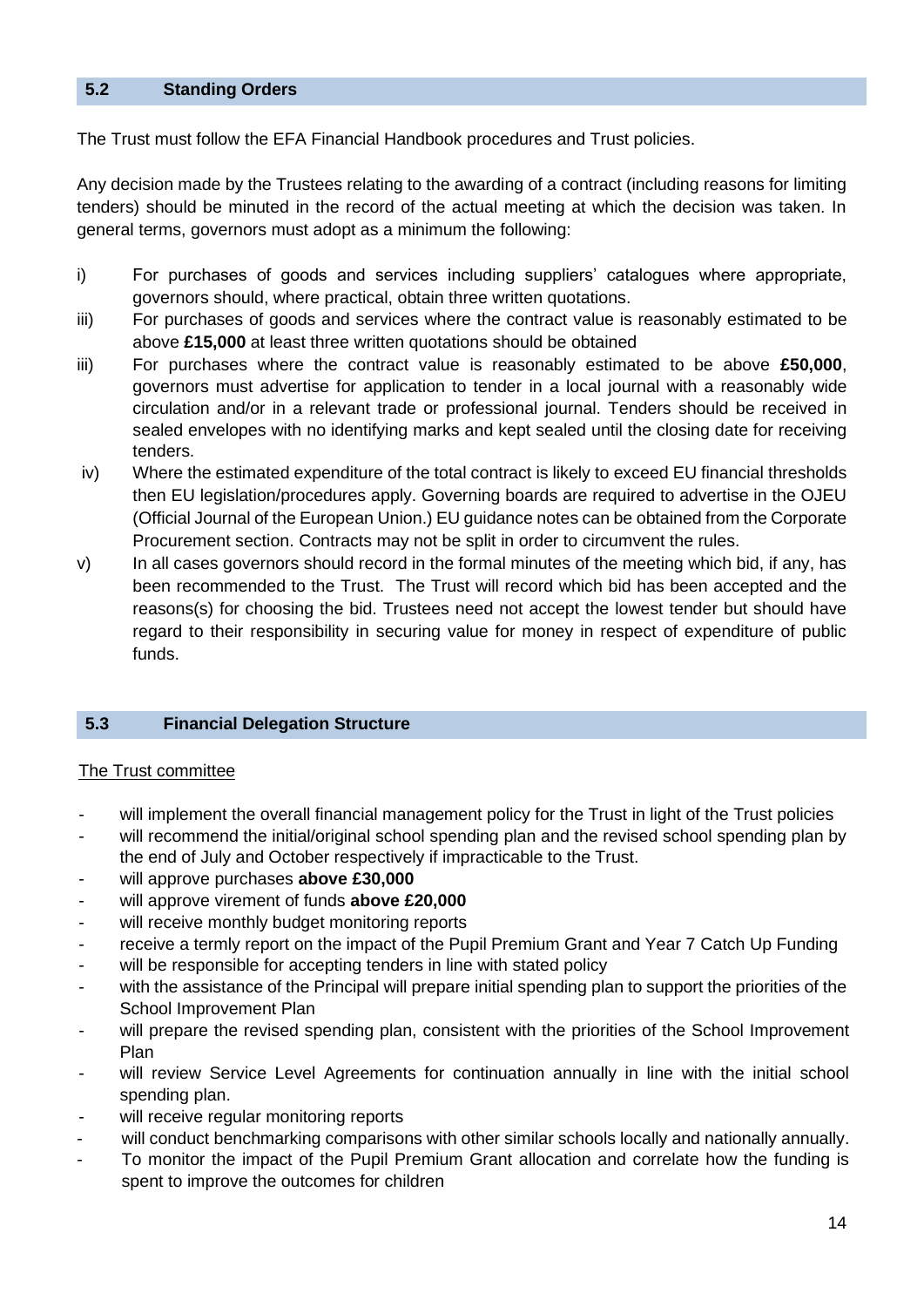## 5.2 Standing Orders

The Trust must follow the EFA Financial Handbook procedures and Trust policies.

Any decision made by the Trustees relating to the awarding of a contract (including reasons for limiting tenders) should be minuted in the record of the actual meeting at which the decision was taken. In general terms, governors must adopt as a minimum the following:

i) For purchases of goods and services including suppliers' catalogues where appropriate, governors should, where practical, obtain three written quotations.

iii) For purchases of goods and services where the contract value is reasonably estimated to be above **£15,000** at least three written quotations should be obtained

iii) For purchases where the contract value is reasonably estimated to be above **£50,000**, governors must advertise for application to tender in a local journal with a reasonably wide circulation and/or in a relevant trade or professional journal. Tenders should be received in sealed envelopes with no identifying marks and kept sealed until the closing date for receiving tenders.

iv) Where the estimated expenditure of the total contract is likely to exceed EU financial thresholds then EU legislation/procedures apply. Governing boards are required to advertise in the OJEU (Official Journal of the European Union.) EU guidance notes can be obtained from the Corporate Procurement section. Contracts may not be split in order to circumvent the rules.

v) In all cases governors should record in the formal minutes of the meeting which bid, if any, has been recommended to the Trust. The Trust will record which bid has been accepted and the reasons(s) for choosing the bid. Trustees need not accept the lowest tender but should have regard to their responsibility in securing value for money in respect of expenditure of public funds.

## 5.3 Financial Delegation Structure

<u>The Trust committee</u>

- will implement the overall financial management policy for the Trust in light of the Trust policies
- will recommend the initial/original school spending plan and the revised school spending plan by the end of July and October respectively if impracticable to the Trust.
- will approve purchases **above £30,000**
- will approve virement of funds **above £20,000**
- will receive monthly budget monitoring reports
- receive a termly report on the impact of the Pupil Premium Grant and Year 7 Catch Up Funding
- will be responsible for accepting tenders in line with stated policy
- with the assistance of the Principal will prepare initial spending plan to support the priorities of the School Improvement Plan
- will prepare the revised spending plan, consistent with the priorities of the School Improvement Plan
- will review Service Level Agreements for continuation annually in line with the initial school spending plan.
- will receive regular monitoring reports
- will conduct benchmarking comparisons with other similar schools locally and nationally annually.
- To monitor the impact of the Pupil Premium Grant allocation and correlate how the funding is spent to improve the outcomes for children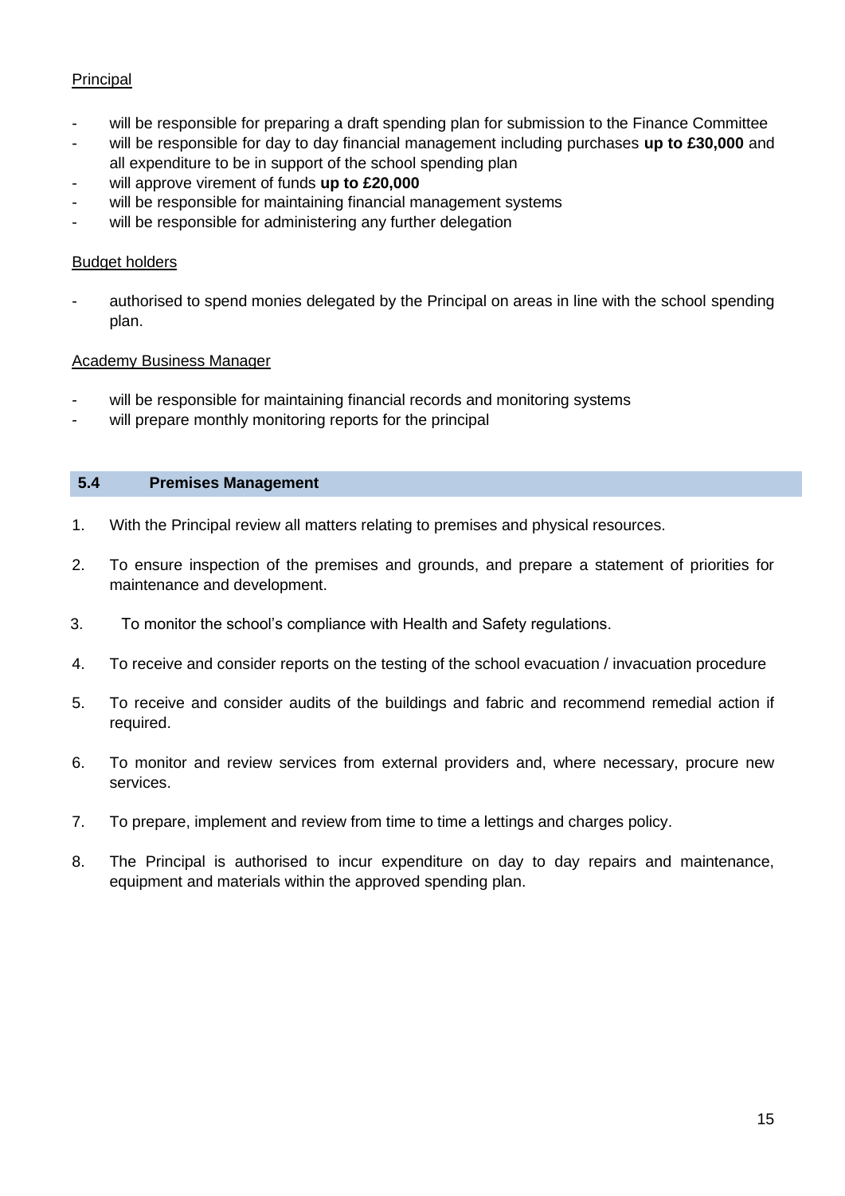Principal

- will be responsible for preparing a draft spending plan for submission to the Finance Committee
- will be responsible for day to day financial management including purchases **up to £30,000** and all expenditure to be in support of the school spending plan
- will approve virement of funds **up to £20,000**
- will be responsible for maintaining financial management systems
- will be responsible for administering any further delegation

Budget holders

- authorised to spend monies delegated by the Principal on areas in line with the school spending plan.

Academy Business Manager

- will be responsible for maintaining financial records and monitoring systems
- will prepare monthly monitoring reports for the principal

### 5.4 Premises Management

1. With the Principal review all matters relating to premises and physical resources.
2. To ensure inspection of the premises and grounds, and prepare a statement of priorities for maintenance and development.
3. To monitor the school's compliance with Health and Safety regulations.
4. To receive and consider reports on the testing of the school evacuation / invacuation procedure
5. To receive and consider audits of the buildings and fabric and recommend remedial action if required.
6. To monitor and review services from external providers and, where necessary, procure new services.
7. To prepare, implement and review from time to time a lettings and charges policy.
8. The Principal is authorised to incur expenditure on day to day repairs and maintenance, equipment and materials within the approved spending plan.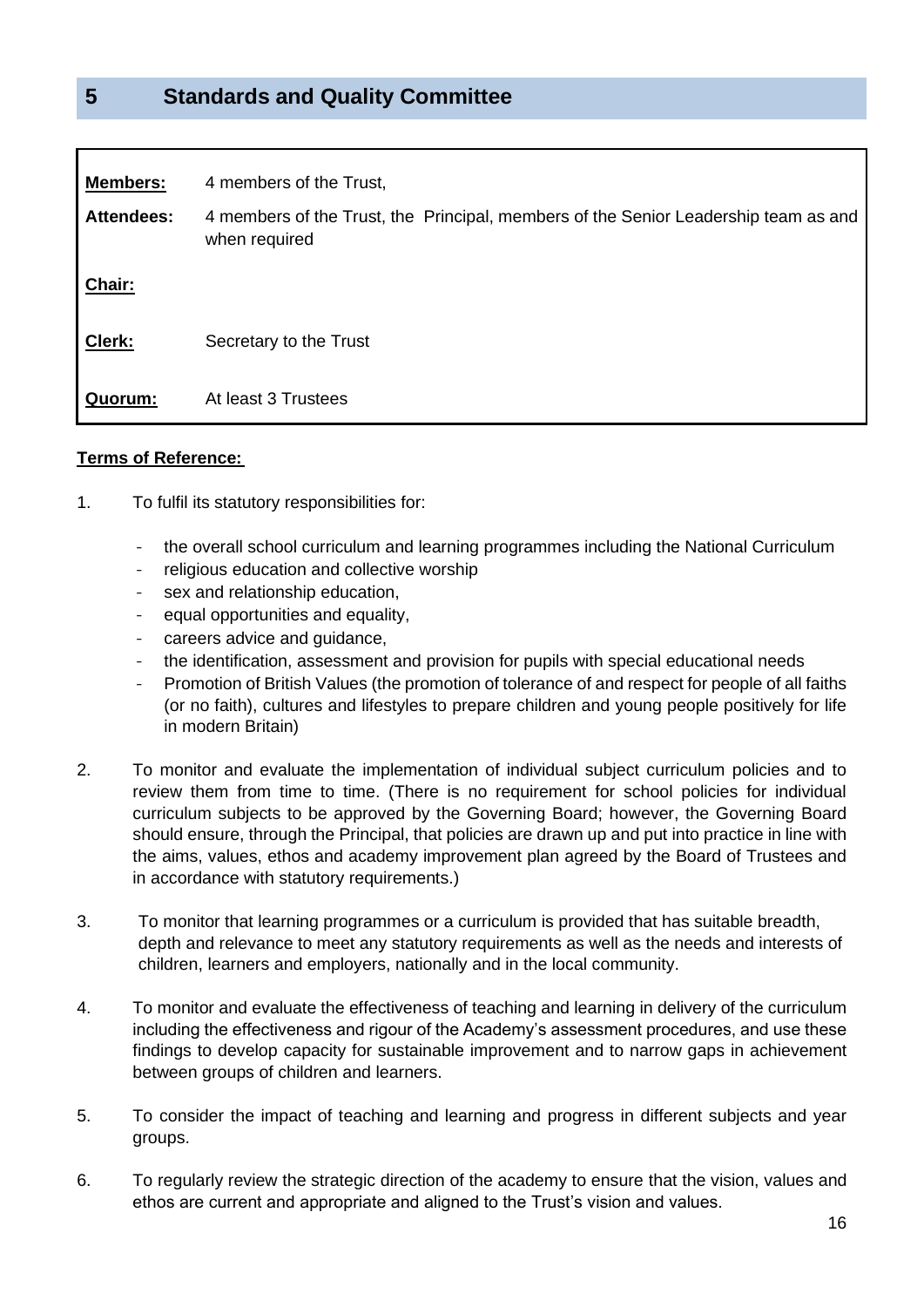## 5 Standards and Quality Committee

| | |
|---|---|
| **Members:** | 4 members of the Trust, |
| **Attendees:** | 4 members of the Trust, the Principal, members of the Senior Leadership team as and when required |
| **Chair:** | |
| **Clerk:** | Secretary to the Trust |
| **Quorum:** | At least 3 Trustees |

**Terms of Reference:**

1. To fulfil its statutory responsibilities for:

   - the overall school curriculum and learning programmes including the National Curriculum
   - religious education and collective worship
   - sex and relationship education,
   - equal opportunities and equality,
   - careers advice and guidance,
   - the identification, assessment and provision for pupils with special educational needs
   - Promotion of British Values (the promotion of tolerance of and respect for people of all faiths (or no faith), cultures and lifestyles to prepare children and young people positively for life in modern Britain)

2. To monitor and evaluate the implementation of individual subject curriculum policies and to review them from time to time. (There is no requirement for school policies for individual curriculum subjects to be approved by the Governing Board; however, the Governing Board should ensure, through the Principal, that policies are drawn up and put into practice in line with the aims, values, ethos and academy improvement plan agreed by the Board of Trustees and in accordance with statutory requirements.)

3. To monitor that learning programmes or a curriculum is provided that has suitable breadth, depth and relevance to meet any statutory requirements as well as the needs and interests of children, learners and employers, nationally and in the local community.

4. To monitor and evaluate the effectiveness of teaching and learning in delivery of the curriculum including the effectiveness and rigour of the Academy's assessment procedures, and use these findings to develop capacity for sustainable improvement and to narrow gaps in achievement between groups of children and learners.

5. To consider the impact of teaching and learning and progress in different subjects and year groups.

6. To regularly review the strategic direction of the academy to ensure that the vision, values and ethos are current and appropriate and aligned to the Trust's vision and values.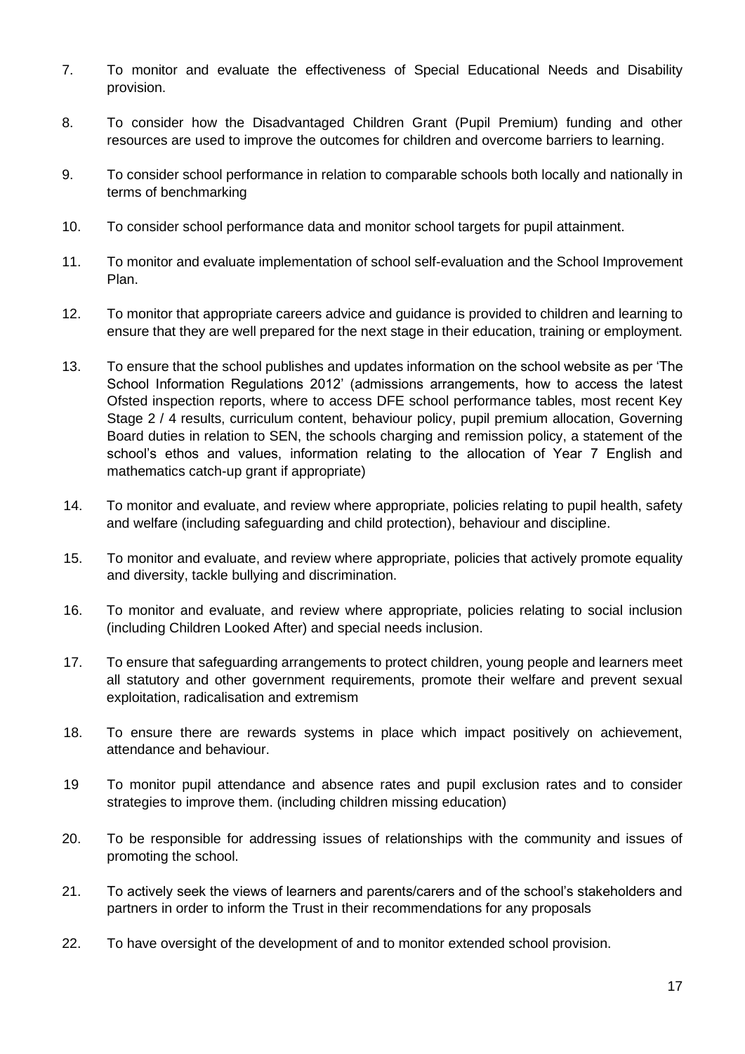7. To monitor and evaluate the effectiveness of Special Educational Needs and Disability provision.

8. To consider how the Disadvantaged Children Grant (Pupil Premium) funding and other resources are used to improve the outcomes for children and overcome barriers to learning.

9. To consider school performance in relation to comparable schools both locally and nationally in terms of benchmarking

10. To consider school performance data and monitor school targets for pupil attainment.

11. To monitor and evaluate implementation of school self-evaluation and the School Improvement Plan.

12. To monitor that appropriate careers advice and guidance is provided to children and learning to ensure that they are well prepared for the next stage in their education, training or employment.

13. To ensure that the school publishes and updates information on the school website as per 'The School Information Regulations 2012' (admissions arrangements, how to access the latest Ofsted inspection reports, where to access DFE school performance tables, most recent Key Stage 2 / 4 results, curriculum content, behaviour policy, pupil premium allocation, Governing Board duties in relation to SEN, the schools charging and remission policy, a statement of the school's ethos and values, information relating to the allocation of Year 7 English and mathematics catch-up grant if appropriate)

14. To monitor and evaluate, and review where appropriate, policies relating to pupil health, safety and welfare (including safeguarding and child protection), behaviour and discipline.

15. To monitor and evaluate, and review where appropriate, policies that actively promote equality and diversity, tackle bullying and discrimination.

16. To monitor and evaluate, and review where appropriate, policies relating to social inclusion (including Children Looked After) and special needs inclusion.

17. To ensure that safeguarding arrangements to protect children, young people and learners meet all statutory and other government requirements, promote their welfare and prevent sexual exploitation, radicalisation and extremism

18. To ensure there are rewards systems in place which impact positively on achievement, attendance and behaviour.

19 To monitor pupil attendance and absence rates and pupil exclusion rates and to consider strategies to improve them. (including children missing education)

20. To be responsible for addressing issues of relationships with the community and issues of promoting the school.

21. To actively seek the views of learners and parents/carers and of the school's stakeholders and partners in order to inform the Trust in their recommendations for any proposals

22. To have oversight of the development of and to monitor extended school provision.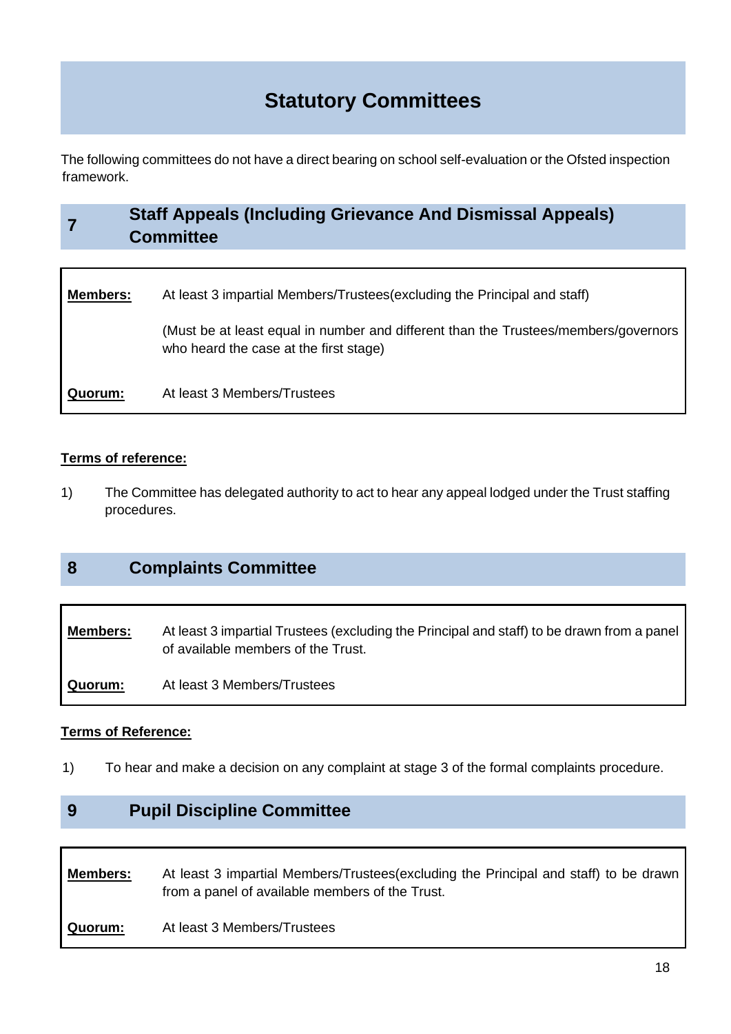# Statutory Committees

The following committees do not have a direct bearing on school self-evaluation or the Ofsted inspection framework.

## 7 Staff Appeals (Including Grievance And Dismissal Appeals) Committee

| | |
|---|---|
| **Members:** | At least 3 impartial Members/Trustees(excluding the Principal and staff)<br><br>(Must be at least equal in number and different than the Trustees/members/governors who heard the case at the first stage) |
| **Quorum:** | At least 3 Members/Trustees |

**Terms of reference:**

1) The Committee has delegated authority to act to hear any appeal lodged under the Trust staffing procedures.

## 8 Complaints Committee

| | |
|---|---|
| **Members:** | At least 3 impartial Trustees (excluding the Principal and staff) to be drawn from a panel of available members of the Trust. |
| **Quorum:** | At least 3 Members/Trustees |

**Terms of Reference:**

1) To hear and make a decision on any complaint at stage 3 of the formal complaints procedure.

## 9 Pupil Discipline Committee

| | |
|---|---|
| **Members:** | At least 3 impartial Members/Trustees(excluding the Principal and staff) to be drawn from a panel of available members of the Trust. |
| **Quorum:** | At least 3 Members/Trustees |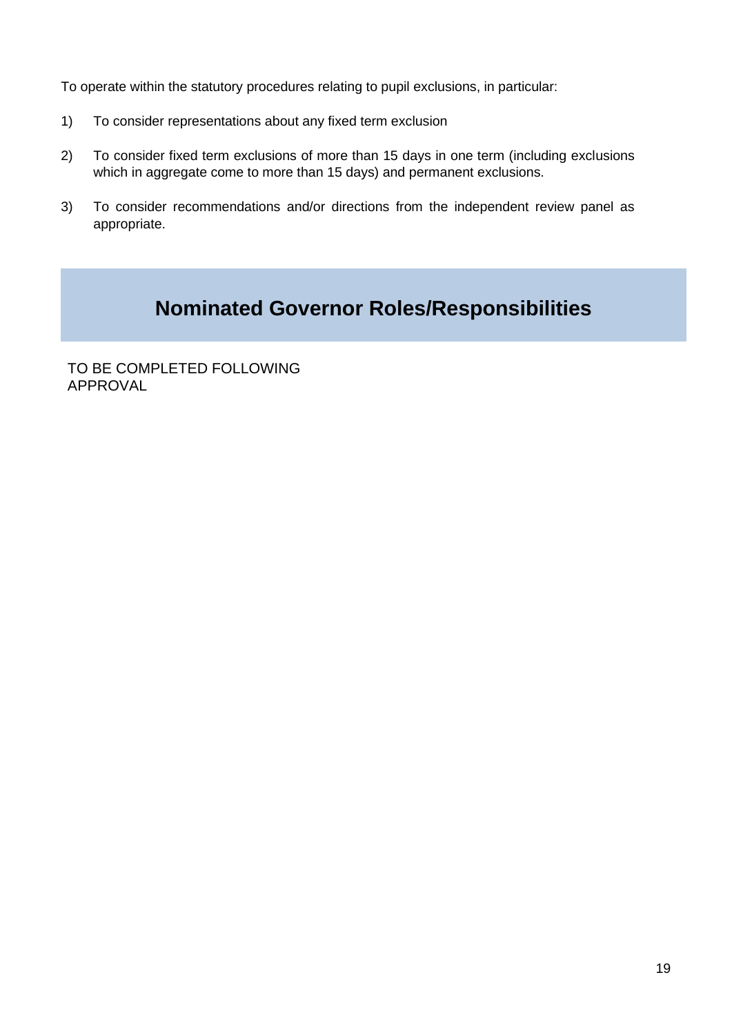To operate within the statutory procedures relating to pupil exclusions, in particular:

1) To consider representations about any fixed term exclusion

2) To consider fixed term exclusions of more than 15 days in one term (including exclusions which in aggregate come to more than 15 days) and permanent exclusions.

3) To consider recommendations and/or directions from the independent review panel as appropriate.

## Nominated Governor Roles/Responsibilities

TO BE COMPLETED FOLLOWING APPROVAL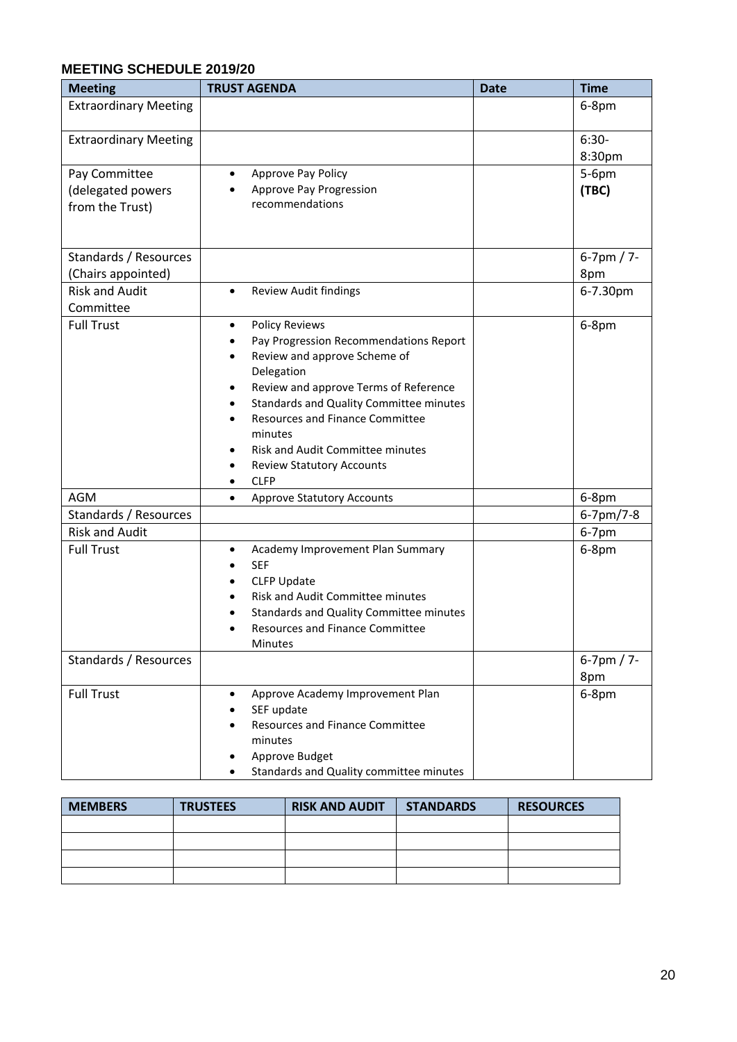### MEETING SCHEDULE 2019/20

| Meeting | TRUST AGENDA | Date | Time |
|---|---|---|---|
| Extraordinary Meeting | | | 6-8pm |
| Extraordinary Meeting | | | 6:30-8:30pm |
| Pay Committee (delegated powers from the Trust) | • Approve Pay Policy<br>• Approve Pay Progression recommendations | | 5-6pm **(TBC)** |
| Standards / Resources (Chairs appointed) | | | 6-7pm / 7-8pm |
| Risk and Audit Committee | • Review Audit findings | | 6-7.30pm |
| Full Trust | • Policy Reviews<br>• Pay Progression Recommendations Report<br>• Review and approve Scheme of Delegation<br>• Review and approve Terms of Reference<br>• Standards and Quality Committee minutes<br>• Resources and Finance Committee minutes<br>• Risk and Audit Committee minutes<br>• Review Statutory Accounts<br>• CLFP | | 6-8pm |
| AGM | • Approve Statutory Accounts | | 6-8pm |
| Standards / Resources | | | 6-7pm/7-8 |
| Risk and Audit | | | 6-7pm |
| Full Trust | • Academy Improvement Plan Summary<br>• SEF<br>• CLFP Update<br>• Risk and Audit Committee minutes<br>• Standards and Quality Committee minutes<br>• Resources and Finance Committee Minutes | | 6-8pm |
| Standards / Resources | | | 6-7pm / 7-8pm |
| Full Trust | • Approve Academy Improvement Plan<br>• SEF update<br>• Resources and Finance Committee minutes<br>• Approve Budget<br>• Standards and Quality committee minutes | | 6-8pm |

| MEMBERS | TRUSTEES | RISK AND AUDIT | STANDARDS | RESOURCES |
|---|---|---|---|---|
| | | | | |
| | | | | |
| | | | | |
| | | | | |